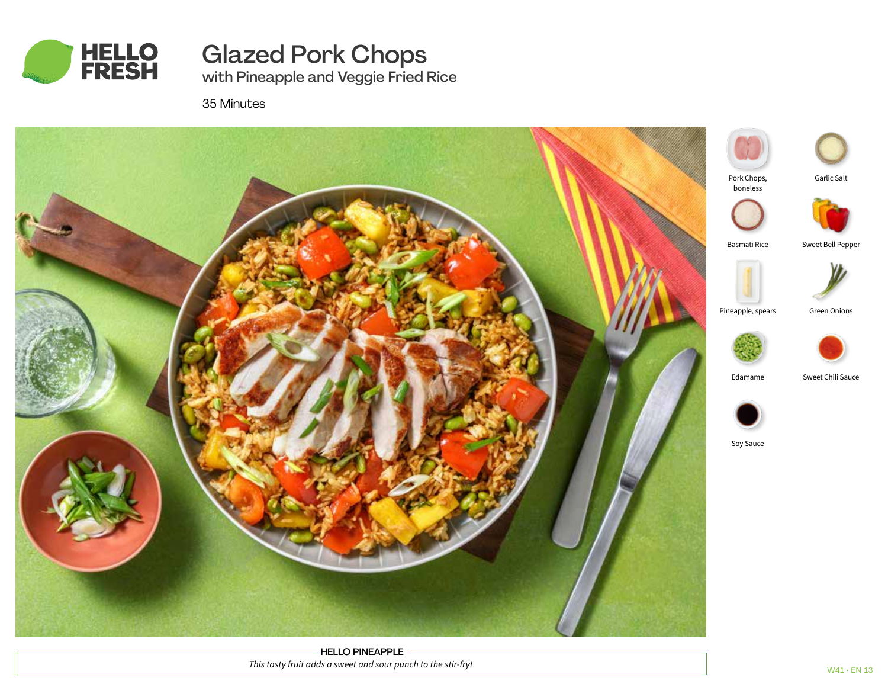HELLO FRESH

# Glazed Pork Chops

## with Pineapple and Veggie Fried Rice

35 Minutes

- Pork Chops, boneless
- Garlic Salt
- Basmati Rice
- Sweet Bell Pepper
- Pineapple, spears
- Green Onions
- Edamame
- Sweet Chili Sauce
- Soy Sauce

**HELLO PINEAPPLE**

*This tasty fruit adds a sweet and sour punch to the stir-fry!*

W41 • EN 13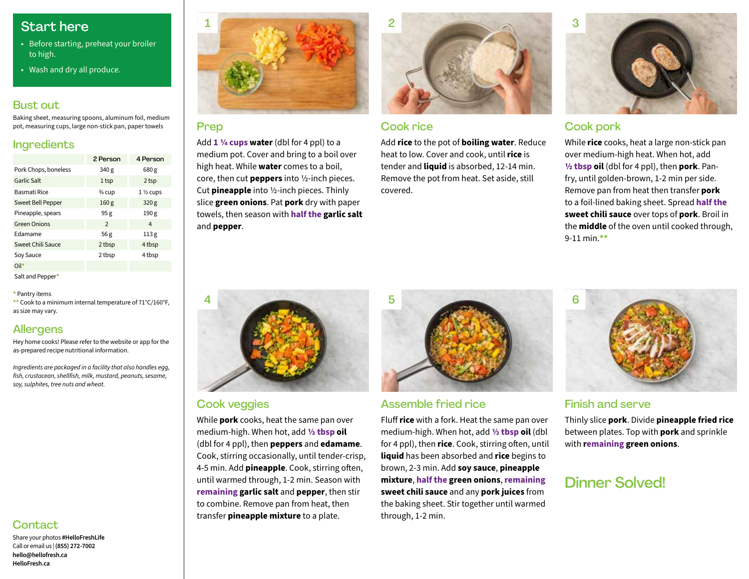## Start here

- Before starting, preheat your broiler to high.
- Wash and dry all produce.

## Bust out

Baking sheet, measuring spoons, aluminum foil, medium pot, measuring cups, large non-stick pan, paper towels

## Ingredients

| | 2 Person | 4 Person |
|---|---|---|
| Pork Chops, boneless | 340 g | 680 g |
| Garlic Salt | 1 tsp | 2 tsp |
| Basmati Rice | ¾ cup | 1 ½ cups |
| Sweet Bell Pepper | 160 g | 320 g |
| Pineapple, spears | 95 g | 190 g |
| Green Onions | 2 | 4 |
| Edamame | 56 g | 113 g |
| Sweet Chili Sauce | 2 tbsp | 4 tbsp |
| Soy Sauce | 2 tbsp | 4 tbsp |
| Oil* | | |
| Salt and Pepper* | | |

\* Pantry items

\** Cook to a minimum internal temperature of 71°C/160°F, as size may vary.

## Allergens

Hey home cooks! Please refer to the website or app for the as-prepared recipe nutritional information.

*Ingredients are packaged in a facility that also handles egg, fish, crustacean, shellfish, milk, mustard, peanuts, sesame, soy, sulphites, tree nuts and wheat.*

## Contact

Share your photos **#HelloFreshLife**

Call or email us | **(855) 272-7002**

**hello@hellofresh.ca**

**HelloFresh.ca**

## 1 Prep

Add **1 ¼ cups water** (dbl for 4 ppl) to a medium pot. Cover and bring to a boil over high heat. While **water** comes to a boil, core, then cut **peppers** into ½-inch pieces. Cut **pineapple** into ½-inch pieces. Thinly slice **green onions**. Pat **pork** dry with paper towels, then season with **half the garlic salt** and **pepper**.

## 2 Cook rice

Add **rice** to the pot of **boiling water**. Reduce heat to low. Cover and cook, until **rice** is tender and **liquid** is absorbed, 12-14 min. Remove the pot from heat. Set aside, still covered.

## 3 Cook pork

While **rice** cooks, heat a large non-stick pan over medium-high heat. When hot, add **½ tbsp oil** (dbl for 4 ppl), then **pork**. Pan-fry, until golden-brown, 1-2 min per side. Remove pan from heat then transfer **pork** to a foil-lined baking sheet. Spread **half the sweet chili sauce** over tops of **pork**. Broil in the **middle** of the oven until cooked through, 9-11 min.**

## 4 Cook veggies

While **pork** cooks, heat the same pan over medium-high. When hot, add **½ tbsp oil** (dbl for 4 ppl), then **peppers** and **edamame**. Cook, stirring occasionally, until tender-crisp, 4-5 min. Add **pineapple**. Cook, stirring often, until warmed through, 1-2 min. Season with **remaining garlic salt** and **pepper**, then stir to combine. Remove pan from heat, then transfer **pineapple mixture** to a plate.

## 5 Assemble fried rice

Fluff **rice** with a fork. Heat the same pan over medium-high. When hot, add **½ tbsp oil** (dbl for 4 ppl), then **rice**. Cook, stirring often, until **liquid** has been absorbed and **rice** begins to brown, 2-3 min. Add **soy sauce**, **pineapple mixture**, **half the green onions**, **remaining sweet chili sauce** and any **pork juices** from the baking sheet. Stir together until warmed through, 1-2 min.

## 6 Finish and serve

Thinly slice **pork**. Divide **pineapple fried rice** between plates. Top with **pork** and sprinkle with **remaining green onions**.

## Dinner Solved!